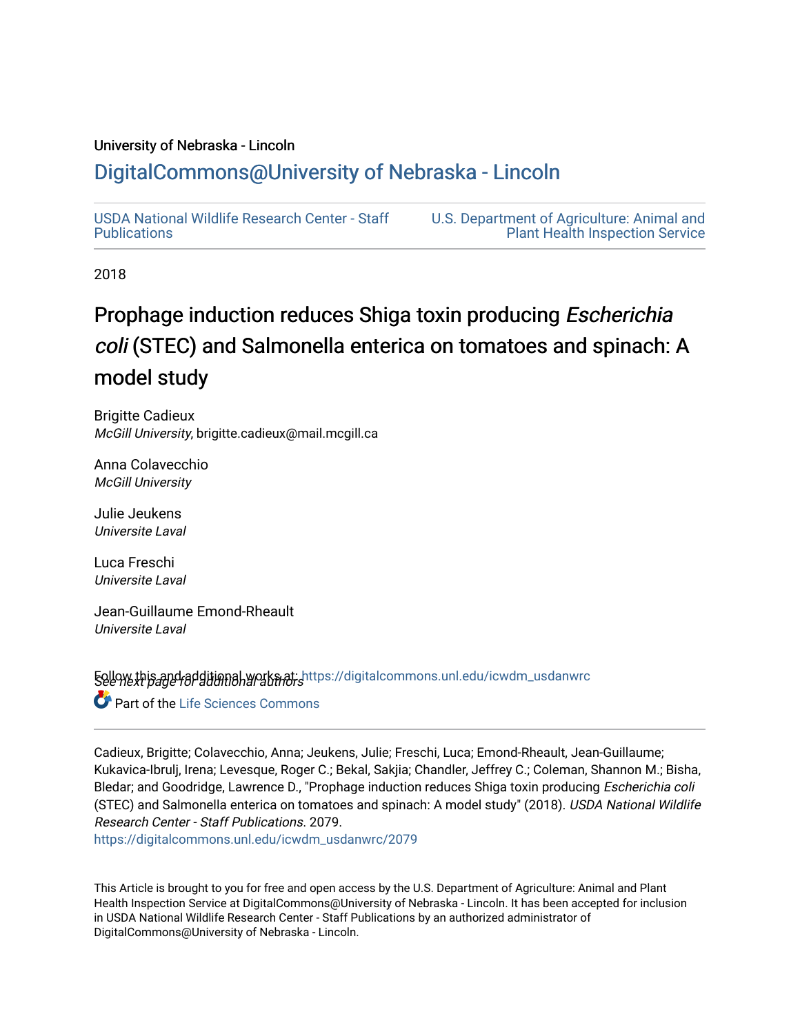University of Nebraska - Lincoln

## DigitalCommons@University of Nebraska - Lincoln

USDA National Wildlife Research Center - Staff Publications

U.S. Department of Agriculture: Animal and Plant Health Inspection Service

2018

# Prophage induction reduces Shiga toxin producing *Escherichia coli* (STEC) and Salmonella enterica on tomatoes and spinach: A model study

Brigitte Cadieux
*McGill University*, brigitte.cadieux@mail.mcgill.ca

Anna Colavecchio
*McGill University*

Julie Jeukens
*Universite Laval*

Luca Freschi
*Universite Laval*

Jean-Guillaume Emond-Rheault
*Universite Laval*

*See next page for additional authors*

Follow this and additional works at: https://digitalcommons.unl.edu/icwdm_usdanwrc

Part of the Life Sciences Commons

Cadieux, Brigitte; Colavecchio, Anna; Jeukens, Julie; Freschi, Luca; Emond-Rheault, Jean-Guillaume; Kukavica-Ibrulj, Irena; Levesque, Roger C.; Bekal, Sakjia; Chandler, Jeffrey C.; Coleman, Shannon M.; Bisha, Bledar; and Goodridge, Lawrence D., "Prophage induction reduces Shiga toxin producing *Escherichia coli* (STEC) and Salmonella enterica on tomatoes and spinach: A model study" (2018). *USDA National Wildlife Research Center - Staff Publications*. 2079.
https://digitalcommons.unl.edu/icwdm_usdanwrc/2079

This Article is brought to you for free and open access by the U.S. Department of Agriculture: Animal and Plant Health Inspection Service at DigitalCommons@University of Nebraska - Lincoln. It has been accepted for inclusion in USDA National Wildlife Research Center - Staff Publications by an authorized administrator of DigitalCommons@University of Nebraska - Lincoln.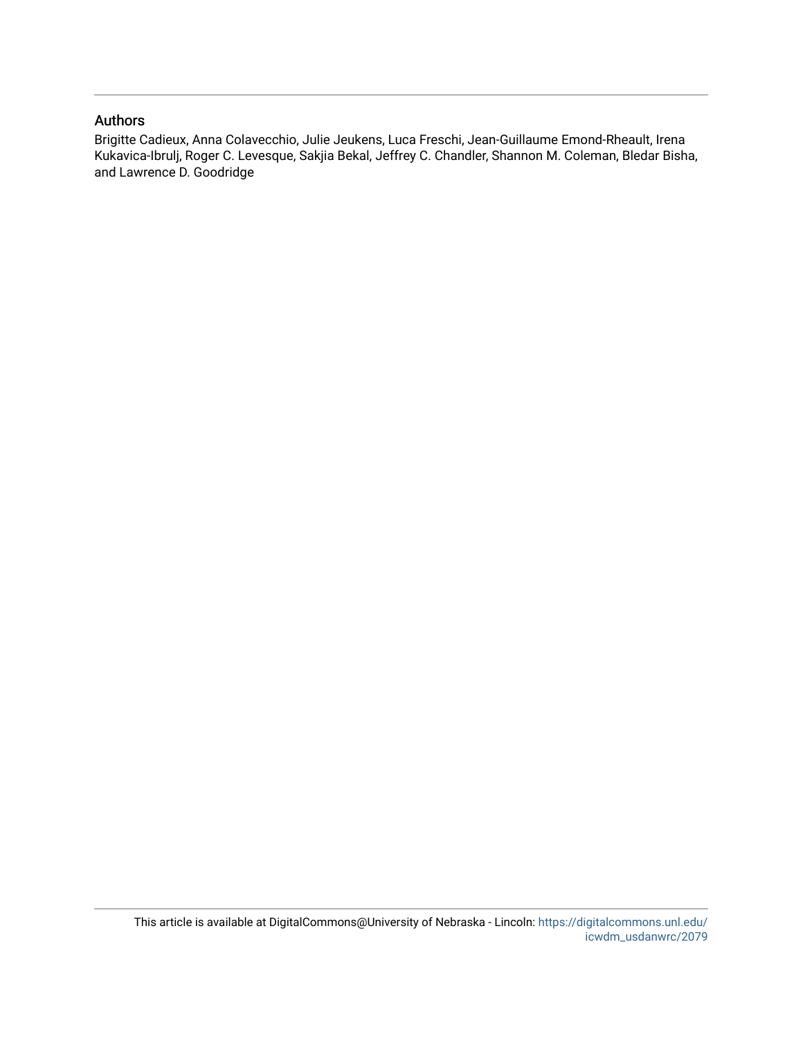## Authors

Brigitte Cadieux, Anna Colavecchio, Julie Jeukens, Luca Freschi, Jean-Guillaume Emond-Rheault, Irena Kukavica-Ibrulj, Roger C. Levesque, Sakjia Bekal, Jeffrey C. Chandler, Shannon M. Coleman, Bledar Bisha, and Lawrence D. Goodridge

This article is available at DigitalCommons@University of Nebraska - Lincoln: https://digitalcommons.unl.edu/icwdm_usdanwrc/2079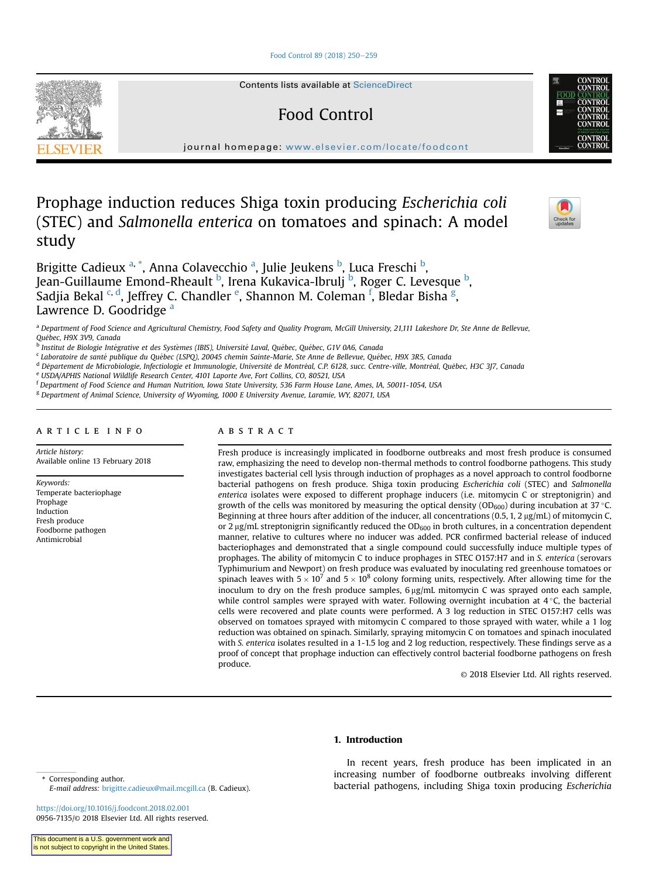# Prophage induction reduces Shiga toxin producing *Escherichia coli* (STEC) and *Salmonella enterica* on tomatoes and spinach: A model study

Brigitte Cadieux [a,*], Anna Colavecchio [a], Julie Jeukens [b], Luca Freschi [b], Jean-Guillaume Emond-Rheault [b], Irena Kukavica-Ibrulj [b], Roger C. Levesque [b], Sadjia Bekal [c,d], Jeffrey C. Chandler [e], Shannon M. Coleman [f], Bledar Bisha [g], Lawrence D. Goodridge [a]

[a] Department of Food Science and Agricultural Chemistry, Food Safety and Quality Program, McGill University, 21,111 Lakeshore Dr, Ste Anne de Bellevue, Québec, H9X 3V9, Canada
[b] Institut de Biologie Intégrative et des Systèmes (IBIS), Université Laval, Québec, Québec, G1V 0A6, Canada
[c] Laboratoire de santé publique du Québec (LSPQ), 20045 chemin Sainte-Marie, Ste Anne de Bellevue, Québec, H9X 3R5, Canada
[d] Département de Microbiologie, Infectiologie et Immunologie, Université de Montréal, C.P. 6128, succ. Centre-ville, Montréal, Québec, H3C 3J7, Canada
[e] USDA/APHIS National Wildlife Research Center, 4101 Laporte Ave, Fort Collins, CO, 80521, USA
[f] Department of Food Science and Human Nutrition, Iowa State University, 536 Farm House Lane, Ames, IA, 50011-1054, USA
[g] Department of Animal Science, University of Wyoming, 1000 E University Avenue, Laramie, WY, 82071, USA

**ARTICLE INFO**

*Article history:*
Available online 13 February 2018

*Keywords:*
Temperate bacteriophage
Prophage
Induction
Fresh produce
Foodborne pathogen
Antimicrobial

**ABSTRACT**

Fresh produce is increasingly implicated in foodborne outbreaks and most fresh produce is consumed raw, emphasizing the need to develop non-thermal methods to control foodborne pathogens. This study investigates bacterial cell lysis through induction of prophages as a novel approach to control foodborne bacterial pathogens on fresh produce. Shiga toxin producing *Escherichia coli* (STEC) and *Salmonella enterica* isolates were exposed to different prophage inducers (i.e. mitomycin C or streptonigrin) and growth of the cells was monitored by measuring the optical density ($OD_{600}$) during incubation at 37 °C. Beginning at three hours after addition of the inducer, all concentrations (0.5, 1, 2 μg/mL) of mitomycin C, or 2 μg/mL streptonigrin significantly reduced the $OD_{600}$ in broth cultures, in a concentration dependent manner, relative to cultures where no inducer was added. PCR confirmed bacterial release of induced bacteriophages and demonstrated that a single compound could successfully induce multiple types of prophages. The ability of mitomycin C to induce prophages in STEC O157:H7 and in *S. enterica* (serovars Typhimurium and Newport) on fresh produce was evaluated by inoculating red greenhouse tomatoes or spinach leaves with $5 \times 10^7$ and $5 \times 10^8$ colony forming units, respectively. After allowing time for the inoculum to dry on the fresh produce samples, 6 μg/mL mitomycin C was sprayed onto each sample, while control samples were sprayed with water. Following overnight incubation at 4 °C, the bacterial cells were recovered and plate counts were performed. A 3 log reduction in STEC O157:H7 cells was observed on tomatoes sprayed with mitomycin C compared to those sprayed with water, while a 1 log reduction was obtained on spinach. Similarly, spraying mitomycin C on tomatoes and spinach inoculated with *S. enterica* isolates resulted in a 1-1.5 log and 2 log reduction, respectively. These findings serve as a proof of concept that prophage induction can effectively control bacterial foodborne pathogens on fresh produce.

© 2018 Elsevier Ltd. All rights reserved.

## 1. Introduction

In recent years, fresh produce has been implicated in an increasing number of foodborne outbreaks involving different bacterial pathogens, including Shiga toxin producing *Escherichia*

\* Corresponding author.
*E-mail address:* brigitte.cadieux@mail.mcgill.ca (B. Cadieux).

https://doi.org/10.1016/j.foodcont.2018.02.001
0956-7135/© 2018 Elsevier Ltd. All rights reserved.

This document is a U.S. government work and is not subject to copyright in the United States.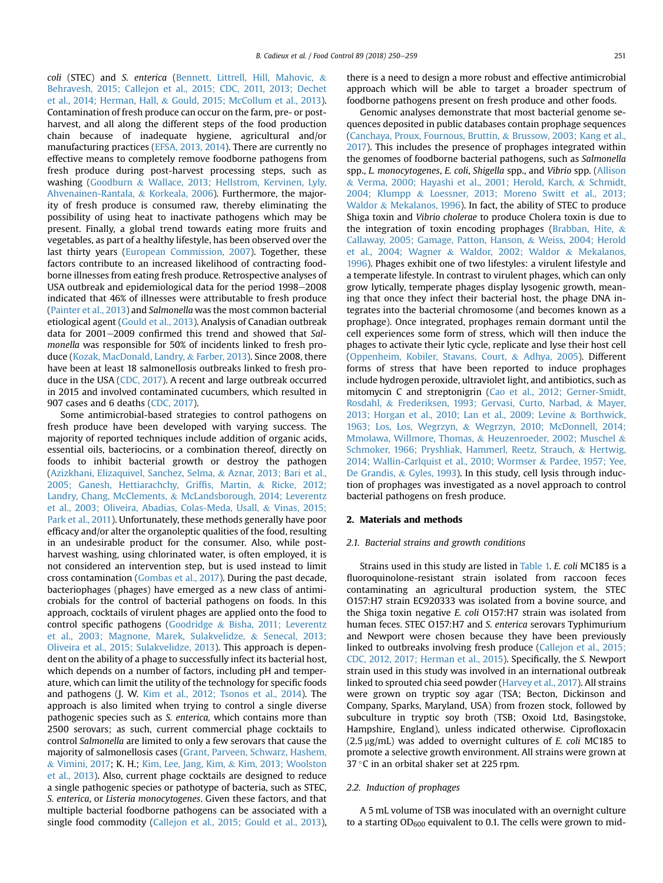*coli* (STEC) and *S. enterica* (Bennett, Littrell, Hill, Mahovic, & Behravesh, 2015; Callejon et al., 2015; CDC, 2011, 2013; Dechet et al., 2014; Herman, Hall, & Gould, 2015; McCollum et al., 2013). Contamination of fresh produce can occur on the farm, pre- or post-harvest, and all along the different steps of the food production chain because of inadequate hygiene, agricultural and/or manufacturing practices (EFSA, 2013, 2014). There are currently no effective means to completely remove foodborne pathogens from fresh produce during post-harvest processing steps, such as washing (Goodburn & Wallace, 2013; Hellstrom, Kervinen, Lyly, Ahvenainen-Rantala, & Korkeala, 2006). Furthermore, the majority of fresh produce is consumed raw, thereby eliminating the possibility of using heat to inactivate pathogens which may be present. Finally, a global trend towards eating more fruits and vegetables, as part of a healthy lifestyle, has been observed over the last thirty years (European Commission, 2007). Together, these factors contribute to an increased likelihood of contracting foodborne illnesses from eating fresh produce. Retrospective analyses of USA outbreak and epidemiological data for the period 1998–2008 indicated that 46% of illnesses were attributable to fresh produce (Painter et al., 2013) and *Salmonella* was the most common bacterial etiological agent (Gould et al., 2013). Analysis of Canadian outbreak data for 2001–2009 confirmed this trend and showed that *Salmonella* was responsible for 50% of incidents linked to fresh produce (Kozak, MacDonald, Landry, & Farber, 2013). Since 2008, there have been at least 18 salmonellosis outbreaks linked to fresh produce in the USA (CDC, 2017). A recent and large outbreak occurred in 2015 and involved contaminated cucumbers, which resulted in 907 cases and 6 deaths (CDC, 2017).

Some antimicrobial-based strategies to control pathogens on fresh produce have been developed with varying success. The majority of reported techniques include addition of organic acids, essential oils, bacteriocins, or a combination thereof, directly on foods to inhibit bacterial growth or destroy the pathogen (Azizkhani, Elizaquivel, Sanchez, Selma, & Aznar, 2013; Bari et al., 2005; Ganesh, Hettiarachchy, Griffis, Martin, & Ricke, 2012; Landry, Chang, McClements, & McLandsborough, 2014; Leverentz et al., 2003; Oliveira, Abadias, Colas-Meda, Usall, & Vinas, 2015; Park et al., 2011). Unfortunately, these methods generally have poor efficacy and/or alter the organoleptic qualities of the food, resulting in an undesirable product for the consumer. Also, while post-harvest washing, using chlorinated water, is often employed, it is not considered an intervention step, but is used instead to limit cross contamination (Gombas et al., 2017). During the past decade, bacteriophages (phages) have emerged as a new class of antimicrobials for the control of bacterial pathogens on foods. In this approach, cocktails of virulent phages are applied onto the food to control specific pathogens (Goodridge & Bisha, 2011; Leverentz et al., 2003; Magnone, Marek, Sulakvelidze, & Senecal, 2013; Oliveira et al., 2015; Sulakvelidze, 2013). This approach is dependent on the ability of a phage to successfully infect its bacterial host, which depends on a number of factors, including pH and temperature, which can limit the utility of the technology for specific foods and pathogens (J. W. Kim et al., 2012; Tsonos et al., 2014). The approach is also limited when trying to control a single diverse pathogenic species such as *S. enterica*, which contains more than 2500 serovars; as such, current commercial phage cocktails to control *Salmonella* are limited to only a few serovars that cause the majority of salmonellosis cases (Grant, Parveen, Schwarz, Hashem, & Vimini, 2017; K. H.; Kim, Lee, Jang, Kim, & Kim, 2013; Woolston et al., 2013). Also, current phage cocktails are designed to reduce a single pathogenic species or pathotype of bacteria, such as STEC, *S. enterica*, or *Listeria monocytogenes*. Given these factors, and that multiple bacterial foodborne pathogens can be associated with a single food commodity (Callejon et al., 2015; Gould et al., 2013), there is a need to design a more robust and effective antimicrobial approach which will be able to target a broader spectrum of foodborne pathogens present on fresh produce and other foods.

Genomic analyses demonstrate that most bacterial genome sequences deposited in public databases contain prophage sequences (Canchaya, Proux, Fournous, Bruttin, & Brussow, 2003; Kang et al., 2017). This includes the presence of prophages integrated within the genomes of foodborne bacterial pathogens, such as *Salmonella* spp., *L. monocytogenes*, *E. coli*, *Shigella* spp., and *Vibrio* spp. (Allison & Verma, 2000; Hayashi et al., 2001; Herold, Karch, & Schmidt, 2004; Klumpp & Loessner, 2013; Moreno Switt et al., 2013; Waldor & Mekalanos, 1996). In fact, the ability of STEC to produce Shiga toxin and *Vibrio cholerae* to produce Cholera toxin is due to the integration of toxin encoding prophages (Brabban, Hite, & Callaway, 2005; Gamage, Patton, Hanson, & Weiss, 2004; Herold et al., 2004; Wagner & Waldor, 2002; Waldor & Mekalanos, 1996). Phages exhibit one of two lifestyles: a virulent lifestyle and a temperate lifestyle. In contrast to virulent phages, which can only grow lytically, temperate phages display lysogenic growth, meaning that once they infect their bacterial host, the phage DNA integrates into the bacterial chromosome (and becomes known as a prophage). Once integrated, prophages remain dormant until the cell experiences some form of stress, which will then induce the phages to activate their lytic cycle, replicate and lyse their host cell (Oppenheim, Kobiler, Stavans, Court, & Adhya, 2005). Different forms of stress that have been reported to induce prophages include hydrogen peroxide, ultraviolet light, and antibiotics, such as mitomycin C and streptonigrin (Cao et al., 2012; Gerner-Smidt, Rosdahl, & Frederiksen, 1993; Gervasi, Curto, Narbad, & Mayer, 2013; Horgan et al., 2010; Lan et al., 2009; Levine & Borthwick, 1963; Los, Los, Wegrzyn, & Wegrzyn, 2010; McDonnell, 2014; Mmolawa, Willmore, Thomas, & Heuzenroeder, 2002; Muschel & Schmoker, 1966; Pryshliak, Hammerl, Reetz, Strauch, & Hertwig, 2014; Wallin-Carlquist et al., 2010; Wormser & Pardee, 1957; Yee, De Grandis, & Gyles, 1993). In this study, cell lysis through induction of prophages was investigated as a novel approach to control bacterial pathogens on fresh produce.

## 2. Materials and methods

### 2.1. Bacterial strains and growth conditions

Strains used in this study are listed in Table 1. *E. coli* MC185 is a fluoroquinolone-resistant strain isolated from raccoon feces contaminating an agricultural production system, the STEC O157:H7 strain EC920333 was isolated from a bovine source, and the Shiga toxin negative *E. coli* O157:H7 strain was isolated from human feces. STEC O157:H7 and *S. enterica* serovars Typhimurium and Newport were chosen because they have been previously linked to outbreaks involving fresh produce (Callejon et al., 2015; CDC, 2012, 2017; Herman et al., 2015). Specifically, the *S.* Newport strain used in this study was involved in an international outbreak linked to sprouted chia seed powder (Harvey et al., 2017). All strains were grown on tryptic soy agar (TSA; Becton, Dickinson and Company, Sparks, Maryland, USA) from frozen stock, followed by subculture in tryptic soy broth (TSB; Oxoid Ltd, Basingstoke, Hampshire, England), unless indicated otherwise. Ciprofloxacin (2.5 μg/mL) was added to overnight cultures of *E. coli* MC185 to promote a selective growth environment. All strains were grown at 37 °C in an orbital shaker set at 225 rpm.

### 2.2. Induction of prophages

A 5 mL volume of TSB was inoculated with an overnight culture to a starting $OD_{600}$ equivalent to 0.1. The cells were grown to mid-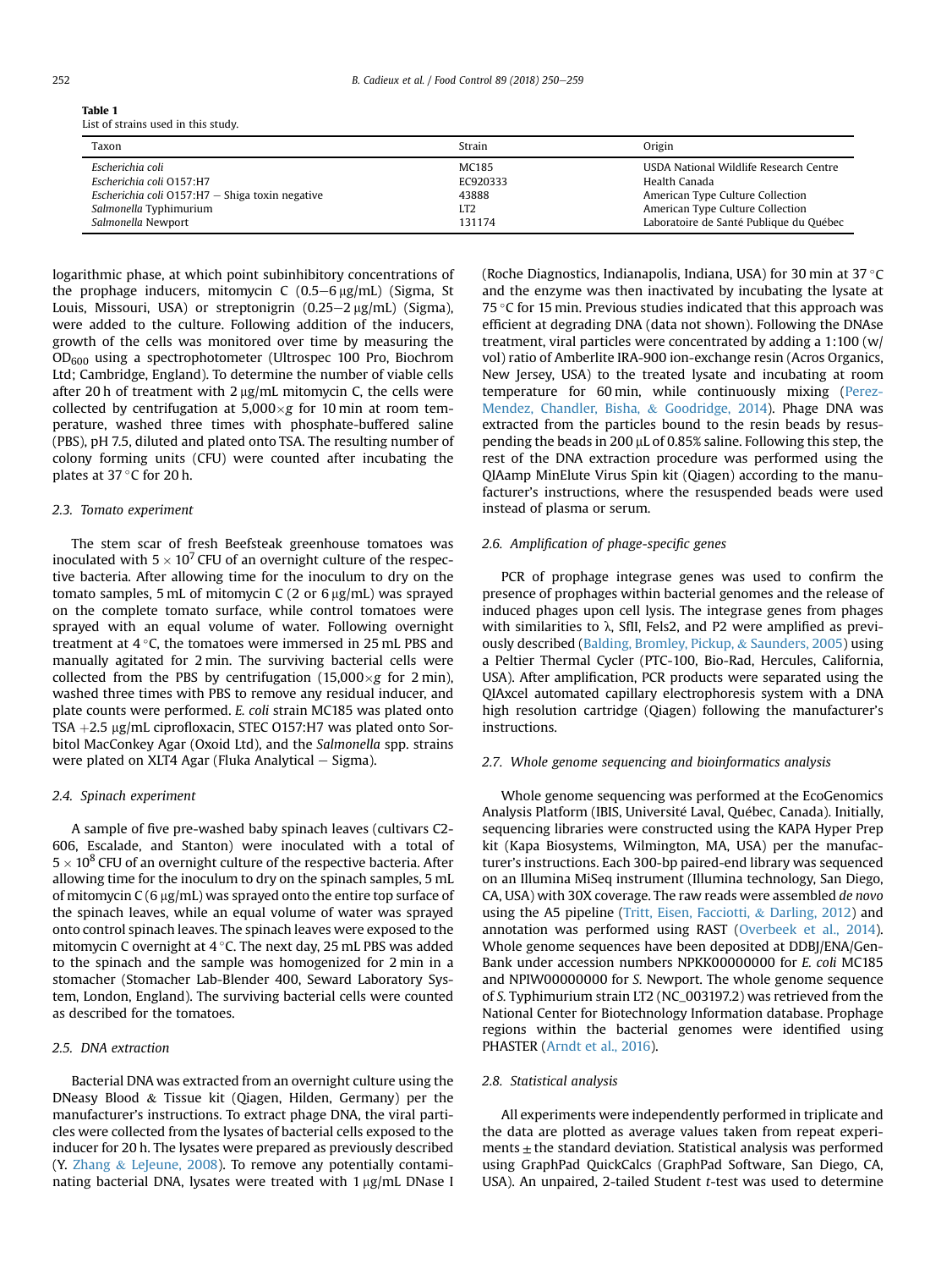**Table 1**
List of strains used in this study.

| Taxon | Strain | Origin |
|---|---|---|
| *Escherichia coli* | MC185 | USDA National Wildlife Research Centre |
| *Escherichia coli* O157:H7 | EC920333 | Health Canada |
| *Escherichia coli* O157:H7 − Shiga toxin negative | 43888 | American Type Culture Collection |
| *Salmonella* Typhimurium | LT2 | American Type Culture Collection |
| *Salmonella* Newport | 131174 | Laboratoire de Santé Publique du Québec |

logarithmic phase, at which point subinhibitory concentrations of the prophage inducers, mitomycin C (0.5–6 μg/mL) (Sigma, St Louis, Missouri, USA) or streptonigrin (0.25–2 μg/mL) (Sigma), were added to the culture. Following addition of the inducers, growth of the cells was monitored over time by measuring the $OD_{600}$ using a spectrophotometer (Ultrospec 100 Pro, Biochrom Ltd; Cambridge, England). To determine the number of viable cells after 20 h of treatment with 2 μg/mL mitomycin C, the cells were collected by centrifugation at 5,000×*g* for 10 min at room temperature, washed three times with phosphate-buffered saline (PBS), pH 7.5, diluted and plated onto TSA. The resulting number of colony forming units (CFU) were counted after incubating the plates at 37 °C for 20 h.

### 2.3. Tomato experiment

The stem scar of fresh Beefsteak greenhouse tomatoes was inoculated with $5 \times 10^7$ CFU of an overnight culture of the respective bacteria. After allowing time for the inoculum to dry on the tomato samples, 5 mL of mitomycin C (2 or 6 μg/mL) was sprayed on the complete tomato surface, while control tomatoes were sprayed with an equal volume of water. Following overnight treatment at 4 °C, the tomatoes were immersed in 25 mL PBS and manually agitated for 2 min. The surviving bacterial cells were collected from the PBS by centrifugation (15,000×*g* for 2 min), washed three times with PBS to remove any residual inducer, and plate counts were performed. *E. coli* strain MC185 was plated onto TSA +2.5 μg/mL ciprofloxacin, STEC O157:H7 was plated onto Sorbitol MacConkey Agar (Oxoid Ltd), and the *Salmonella* spp. strains were plated on XLT4 Agar (Fluka Analytical − Sigma).

### 2.4. Spinach experiment

A sample of five pre-washed baby spinach leaves (cultivars C2-606, Escalade, and Stanton) were inoculated with a total of $5 \times 10^8$ CFU of an overnight culture of the respective bacteria. After allowing time for the inoculum to dry on the spinach samples, 5 mL of mitomycin C (6 μg/mL) was sprayed onto the entire top surface of the spinach leaves, while an equal volume of water was sprayed onto control spinach leaves. The spinach leaves were exposed to the mitomycin C overnight at 4 °C. The next day, 25 mL PBS was added to the spinach and the sample was homogenized for 2 min in a stomacher (Stomacher Lab-Blender 400, Seward Laboratory System, London, England). The surviving bacterial cells were counted as described for the tomatoes.

### 2.5. DNA extraction

Bacterial DNA was extracted from an overnight culture using the DNeasy Blood & Tissue kit (Qiagen, Hilden, Germany) per the manufacturer's instructions. To extract phage DNA, the viral particles were collected from the lysates of bacterial cells exposed to the inducer for 20 h. The lysates were prepared as previously described (Y. Zhang & LeJeune, 2008). To remove any potentially contaminating bacterial DNA, lysates were treated with 1 μg/mL DNase I (Roche Diagnostics, Indianapolis, Indiana, USA) for 30 min at 37 °C and the enzyme was then inactivated by incubating the lysate at 75 °C for 15 min. Previous studies indicated that this approach was efficient at degrading DNA (data not shown). Following the DNAse treatment, viral particles were concentrated by adding a 1:100 (w/vol) ratio of Amberlite IRA-900 ion-exchange resin (Acros Organics, New Jersey, USA) to the treated lysate and incubating at room temperature for 60 min, while continuously mixing (Perez-Mendez, Chandler, Bisha, & Goodridge, 2014). Phage DNA was extracted from the particles bound to the resin beads by resuspending the beads in 200 μL of 0.85% saline. Following this step, the rest of the DNA extraction procedure was performed using the QIAamp MinElute Virus Spin kit (Qiagen) according to the manufacturer's instructions, where the resuspended beads were used instead of plasma or serum.

### 2.6. Amplification of phage-specific genes

PCR of prophage integrase genes was used to confirm the presence of prophages within bacterial genomes and the release of induced phages upon cell lysis. The integrase genes from phages with similarities to λ, SfII, Fels2, and P2 were amplified as previously described (Balding, Bromley, Pickup, & Saunders, 2005) using a Peltier Thermal Cycler (PTC-100, Bio-Rad, Hercules, California, USA). After amplification, PCR products were separated using the QIAxcel automated capillary electrophoresis system with a DNA high resolution cartridge (Qiagen) following the manufacturer's instructions.

### 2.7. Whole genome sequencing and bioinformatics analysis

Whole genome sequencing was performed at the EcoGenomics Analysis Platform (IBIS, Université Laval, Québec, Canada). Initially, sequencing libraries were constructed using the KAPA Hyper Prep kit (Kapa Biosystems, Wilmington, MA, USA) per the manufacturer's instructions. Each 300-bp paired-end library was sequenced on an Illumina MiSeq instrument (Illumina technology, San Diego, CA, USA) with 30X coverage. The raw reads were assembled *de novo* using the A5 pipeline (Tritt, Eisen, Facciotti, & Darling, 2012) and annotation was performed using RAST (Overbeek et al., 2014). Whole genome sequences have been deposited at DDBJ/ENA/GenBank under accession numbers NPKK00000000 for *E. coli* MC185 and NPIW00000000 for *S.* Newport. The whole genome sequence of *S.* Typhimurium strain LT2 (NC_003197.2) was retrieved from the National Center for Biotechnology Information database. Prophage regions within the bacterial genomes were identified using PHASTER (Arndt et al., 2016).

### 2.8. Statistical analysis

All experiments were independently performed in triplicate and the data are plotted as average values taken from repeat experiments ± the standard deviation. Statistical analysis was performed using GraphPad QuickCalcs (GraphPad Software, San Diego, CA, USA). An unpaired, 2-tailed Student *t*-test was used to determine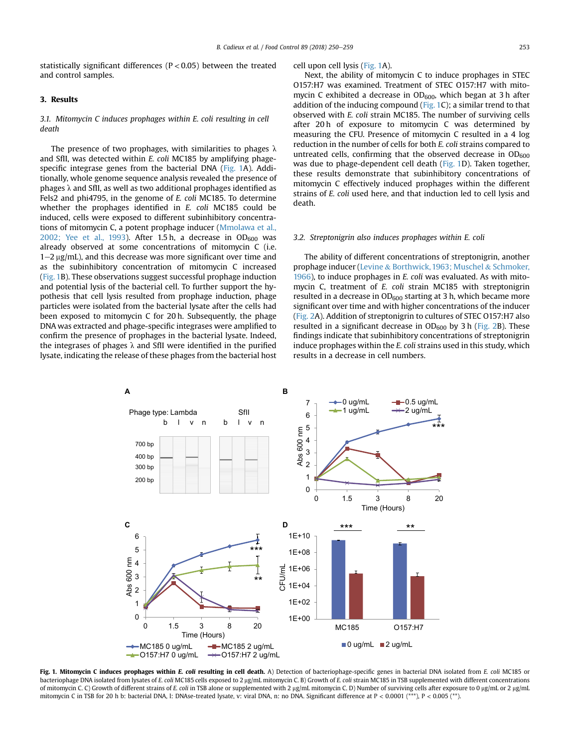statistically significant differences (P < 0.05) between the treated and control samples.

## 3. Results

### 3.1. Mitomycin C induces prophages within *E. coli* resulting in cell death

The presence of two prophages, with similarities to phages λ and SfII, was detected within *E. coli* MC185 by amplifying phage-specific integrase genes from the bacterial DNA (Fig. 1A). Additionally, whole genome sequence analysis revealed the presence of phages λ and SfII, as well as two additional prophages identified as Fels2 and phi4795, in the genome of *E. coli* MC185. To determine whether the prophages identified in *E. coli* MC185 could be induced, cells were exposed to different subinhibitory concentrations of mitomycin C, a potent prophage inducer (Mmolawa et al., 2002; Yee et al., 1993). After 1.5 h, a decrease in $OD_{600}$ was already observed at some concentrations of mitomycin C (i.e. 1−2 μg/mL), and this decrease was more significant over time and as the subinhibitory concentration of mitomycin C increased (Fig. 1B). These observations suggest successful prophage induction and potential lysis of the bacterial cell. To further support the hypothesis that cell lysis resulted from prophage induction, phage particles were isolated from the bacterial lysate after the cells had been exposed to mitomycin C for 20 h. Subsequently, the phage DNA was extracted and phage-specific integrases were amplified to confirm the presence of prophages in the bacterial lysate. Indeed, the integrases of phages λ and SfII were identified in the purified lysate, indicating the release of these phages from the bacterial host cell upon cell lysis (Fig. 1A).

Next, the ability of mitomycin C to induce prophages in STEC O157:H7 was examined. Treatment of STEC O157:H7 with mitomycin C exhibited a decrease in $OD_{600}$, which began at 3 h after addition of the inducing compound (Fig. 1C); a similar trend to that observed with *E. coli* strain MC185. The number of surviving cells after 20 h of exposure to mitomycin C was determined by measuring the CFU. Presence of mitomycin C resulted in a 4 log reduction in the number of cells for both *E. coli* strains compared to untreated cells, confirming that the observed decrease in $OD_{600}$ was due to phage-dependent cell death (Fig. 1D). Taken together, these results demonstrate that subinhibitory concentrations of mitomycin C effectively induced prophages within the different strains of *E. coli* used here, and that induction led to cell lysis and death.

### 3.2. Streptonigrin also induces prophages within *E. coli*

The ability of different concentrations of streptonigrin, another prophage inducer (Levine & Borthwick, 1963; Muschel & Schmoker, 1966), to induce prophages in *E. coli* was evaluated. As with mitomycin C, treatment of *E. coli* strain MC185 with streptonigrin resulted in a decrease in $OD_{600}$ starting at 3 h, which became more significant over time and with higher concentrations of the inducer (Fig. 2A). Addition of streptonigrin to cultures of STEC O157:H7 also resulted in a significant decrease in $OD_{600}$ by 3 h (Fig. 2B). These findings indicate that subinhibitory concentrations of streptonigrin induce prophages within the *E. coli* strains used in this study, which results in a decrease in cell numbers.

**Fig. 1. Mitomycin C induces prophages within *E. coli* resulting in cell death.** A) Detection of bacteriophage-specific genes in bacterial DNA isolated from *E. coli* MC185 or bacteriophage DNA isolated from lysates of *E. coli* MC185 cells exposed to 2 μg/mL mitomycin C. B) Growth of *E. coli* strain MC185 in TSB supplemented with different concentrations of mitomycin C. C) Growth of different strains of *E. coli* in TSB alone or supplemented with 2 μg/mL mitomycin C. D) Number of surviving cells after exposure to 0 μg/mL or 2 μg/mL mitomycin C in TSB for 20 h b: bacterial DNA, l: DNAse-treated lysate, v: viral DNA, n: no DNA. Significant difference at P < 0.0001 (***), P < 0.005 (**).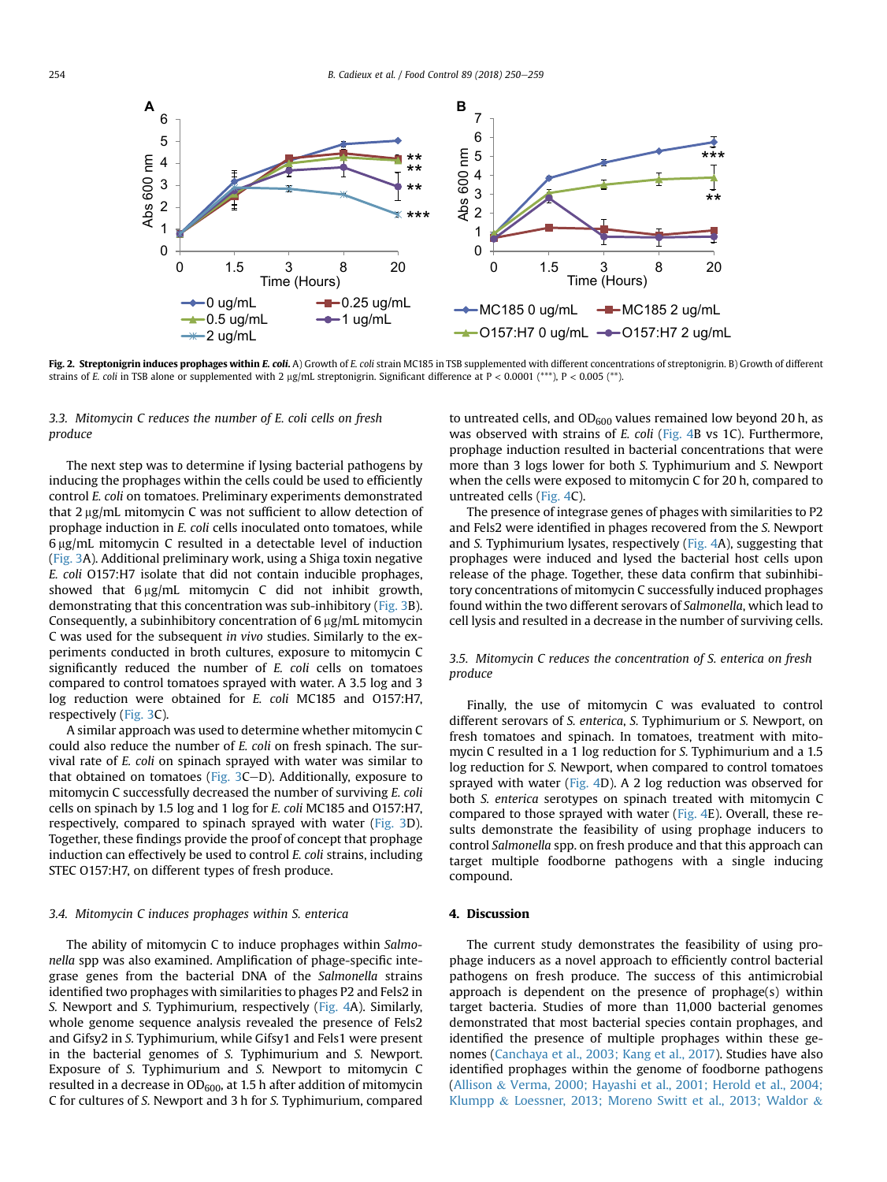**Fig. 2. Streptonigrin induces prophages within *E. coli*.** A) Growth of *E. coli* strain MC185 in TSB supplemented with different concentrations of streptonigrin. B) Growth of different strains of *E. coli* in TSB alone or supplemented with 2 μg/mL streptonigrin. Significant difference at $P < 0.0001$ (\*\*\*), $P < 0.005$ (\*\*).

### 3.3. Mitomycin C reduces the number of E. coli cells on fresh produce

The next step was to determine if lysing bacterial pathogens by inducing the prophages within the cells could be used to efficiently control *E. coli* on tomatoes. Preliminary experiments demonstrated that 2 μg/mL mitomycin C was not sufficient to allow detection of prophage induction in *E. coli* cells inoculated onto tomatoes, while 6 μg/mL mitomycin C resulted in a detectable level of induction (Fig. 3A). Additional preliminary work, using a Shiga toxin negative *E. coli* O157:H7 isolate that did not contain inducible prophages, showed that 6 μg/mL mitomycin C did not inhibit growth, demonstrating that this concentration was sub-inhibitory (Fig. 3B). Consequently, a subinhibitory concentration of 6 μg/mL mitomycin C was used for the subsequent *in vivo* studies. Similarly to the experiments conducted in broth cultures, exposure to mitomycin C significantly reduced the number of *E. coli* cells on tomatoes compared to control tomatoes sprayed with water. A 3.5 log and 3 log reduction were obtained for *E. coli* MC185 and O157:H7, respectively (Fig. 3C).

A similar approach was used to determine whether mitomycin C could also reduce the number of *E. coli* on fresh spinach. The survival rate of *E. coli* on spinach sprayed with water was similar to that obtained on tomatoes (Fig. 3C–D). Additionally, exposure to mitomycin C successfully decreased the number of surviving *E. coli* cells on spinach by 1.5 log and 1 log for *E. coli* MC185 and O157:H7, respectively, compared to spinach sprayed with water (Fig. 3D). Together, these findings provide the proof of concept that prophage induction can effectively be used to control *E. coli* strains, including STEC O157:H7, on different types of fresh produce.

### 3.4. Mitomycin C induces prophages within S. enterica

The ability of mitomycin C to induce prophages within *Salmonella* spp was also examined. Amplification of phage-specific integrase genes from the bacterial DNA of the *Salmonella* strains identified two prophages with similarities to phages P2 and Fels2 in *S.* Newport and *S.* Typhimurium, respectively (Fig. 4A). Similarly, whole genome sequence analysis revealed the presence of Fels2 and Gifsy2 in *S.* Typhimurium, while Gifsy1 and Fels1 were present in the bacterial genomes of *S.* Typhimurium and *S.* Newport. Exposure of *S.* Typhimurium and *S.* Newport to mitomycin C resulted in a decrease in $OD_{600}$, at 1.5 h after addition of mitomycin C for cultures of *S.* Newport and 3 h for *S.* Typhimurium, compared to untreated cells, and $OD_{600}$ values remained low beyond 20 h, as was observed with strains of *E. coli* (Fig. 4B vs 1C). Furthermore, prophage induction resulted in bacterial concentrations that were more than 3 logs lower for both *S.* Typhimurium and *S.* Newport when the cells were exposed to mitomycin C for 20 h, compared to untreated cells (Fig. 4C).

The presence of integrase genes of phages with similarities to P2 and Fels2 were identified in phages recovered from the *S.* Newport and *S.* Typhimurium lysates, respectively (Fig. 4A), suggesting that prophages were induced and lysed the bacterial host cells upon release of the phage. Together, these data confirm that subinhibitory concentrations of mitomycin C successfully induced prophages found within the two different serovars of *Salmonella*, which lead to cell lysis and resulted in a decrease in the number of surviving cells.

### 3.5. Mitomycin C reduces the concentration of S. enterica on fresh produce

Finally, the use of mitomycin C was evaluated to control different serovars of *S. enterica*, *S.* Typhimurium or *S.* Newport, on fresh tomatoes and spinach. In tomatoes, treatment with mitomycin C resulted in a 1 log reduction for *S.* Typhimurium and a 1.5 log reduction for *S.* Newport, when compared to control tomatoes sprayed with water (Fig. 4D). A 2 log reduction was observed for both *S. enterica* serotypes on spinach treated with mitomycin C compared to those sprayed with water (Fig. 4E). Overall, these results demonstrate the feasibility of using prophage inducers to control *Salmonella* spp. on fresh produce and that this approach can target multiple foodborne pathogens with a single inducing compound.

## 4. Discussion

The current study demonstrates the feasibility of using prophage inducers as a novel approach to efficiently control bacterial pathogens on fresh produce. The success of this antimicrobial approach is dependent on the presence of prophage(s) within target bacteria. Studies of more than 11,000 bacterial genomes demonstrated that most bacterial species contain prophages, and identified the presence of multiple prophages within these genomes (Canchaya et al., 2003; Kang et al., 2017). Studies have also identified prophages within the genome of foodborne pathogens (Allison & Verma, 2000; Hayashi et al., 2001; Herold et al., 2004; Klumpp & Loessner, 2013; Moreno Switt et al., 2013; Waldor &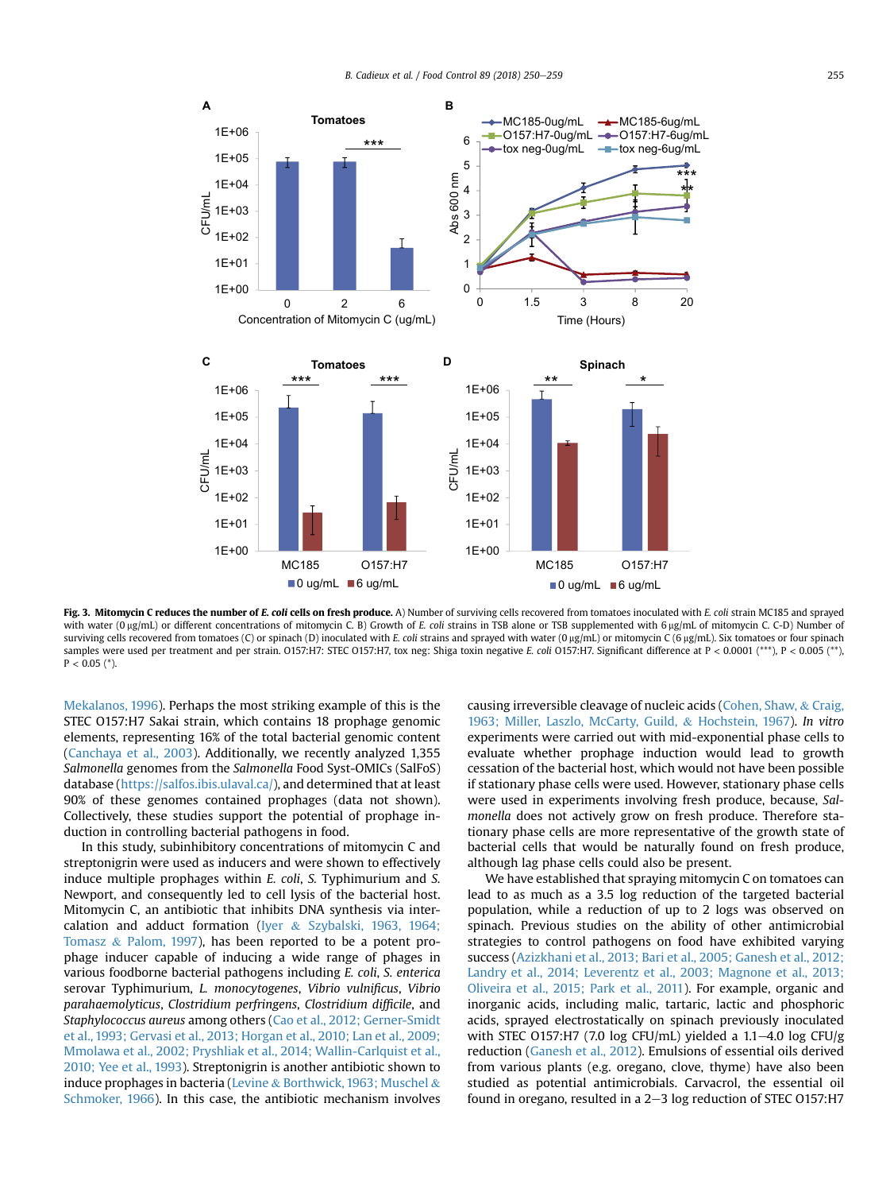**Fig. 3. Mitomycin C reduces the number of *E. coli* cells on fresh produce.** A) Number of surviving cells recovered from tomatoes inoculated with *E. coli* strain MC185 and sprayed with water (0 μg/mL) or different concentrations of mitomycin C. B) Growth of *E. coli* strains in TSB alone or TSB supplemented with 6 μg/mL of mitomycin C. C-D) Number of surviving cells recovered from tomatoes (C) or spinach (D) inoculated with *E. coli* strains and sprayed with water (0 μg/mL) or mitomycin C (6 μg/mL). Six tomatoes or four spinach samples were used per treatment and per strain. O157:H7: STEC O157:H7, tox neg: Shiga toxin negative *E. coli* O157:H7. Significant difference at P < 0.0001 (***), P < 0.005 (**), P < 0.05 (*).

Mekalanos, 1996). Perhaps the most striking example of this is the STEC O157:H7 Sakai strain, which contains 18 prophage genomic elements, representing 16% of the total bacterial genomic content (Canchaya et al., 2003). Additionally, we recently analyzed 1,355 *Salmonella* genomes from the *Salmonella* Food Syst-OMICs (SalFoS) database (https://salfos.ibis.ulaval.ca/), and determined that at least 90% of these genomes contained prophages (data not shown). Collectively, these studies support the potential of prophage induction in controlling bacterial pathogens in food.

In this study, subinhibitory concentrations of mitomycin C and streptonigrin were used as inducers and were shown to effectively induce multiple prophages within *E. coli*, *S.* Typhimurium and *S.* Newport, and consequently led to cell lysis of the bacterial host. Mitomycin C, an antibiotic that inhibits DNA synthesis via intercalation and adduct formation (Iyer & Szybalski, 1963, 1964; Tomasz & Palom, 1997), has been reported to be a potent prophage inducer capable of inducing a wide range of phages in various foodborne bacterial pathogens including *E. coli*, *S. enterica* serovar Typhimurium, *L. monocytogenes*, *Vibrio vulnificus*, *Vibrio parahaemolyticus*, *Clostridium perfringens*, *Clostridium difficile*, and *Staphylococcus aureus* among others (Cao et al., 2012; Gerner-Smidt et al., 1993; Gervasi et al., 2013; Horgan et al., 2010; Lan et al., 2009; Mmolawa et al., 2002; Pryshliak et al., 2014; Wallin-Carlquist et al., 2010; Yee et al., 1993). Streptonigrin is another antibiotic shown to induce prophages in bacteria (Levine & Borthwick, 1963; Muschel & Schmoker, 1966). In this case, the antibiotic mechanism involves causing irreversible cleavage of nucleic acids (Cohen, Shaw, & Craig, 1963; Miller, Laszlo, McCarty, Guild, & Hochstein, 1967). *In vitro* experiments were carried out with mid-exponential phase cells to evaluate whether prophage induction would lead to growth cessation of the bacterial host, which would not have been possible if stationary phase cells were used. However, stationary phase cells were used in experiments involving fresh produce, because, *Salmonella* does not actively grow on fresh produce. Therefore stationary phase cells are more representative of the growth state of bacterial cells that would be naturally found on fresh produce, although lag phase cells could also be present.

We have established that spraying mitomycin C on tomatoes can lead to as much as a 3.5 log reduction of the targeted bacterial population, while a reduction of up to 2 logs was observed on spinach. Previous studies on the ability of other antimicrobial strategies to control pathogens on food have exhibited varying success (Azizkhani et al., 2013; Bari et al., 2005; Ganesh et al., 2012; Landry et al., 2014; Leverentz et al., 2003; Magnone et al., 2013; Oliveira et al., 2015; Park et al., 2011). For example, organic and inorganic acids, including malic, tartaric, lactic and phosphoric acids, sprayed electrostatically on spinach previously inoculated with STEC O157:H7 (7.0 log CFU/mL) yielded a 1.1–4.0 log CFU/g reduction (Ganesh et al., 2012). Emulsions of essential oils derived from various plants (e.g. oregano, clove, thyme) have also been studied as potential antimicrobials. Carvacrol, the essential oil found in oregano, resulted in a 2–3 log reduction of STEC O157:H7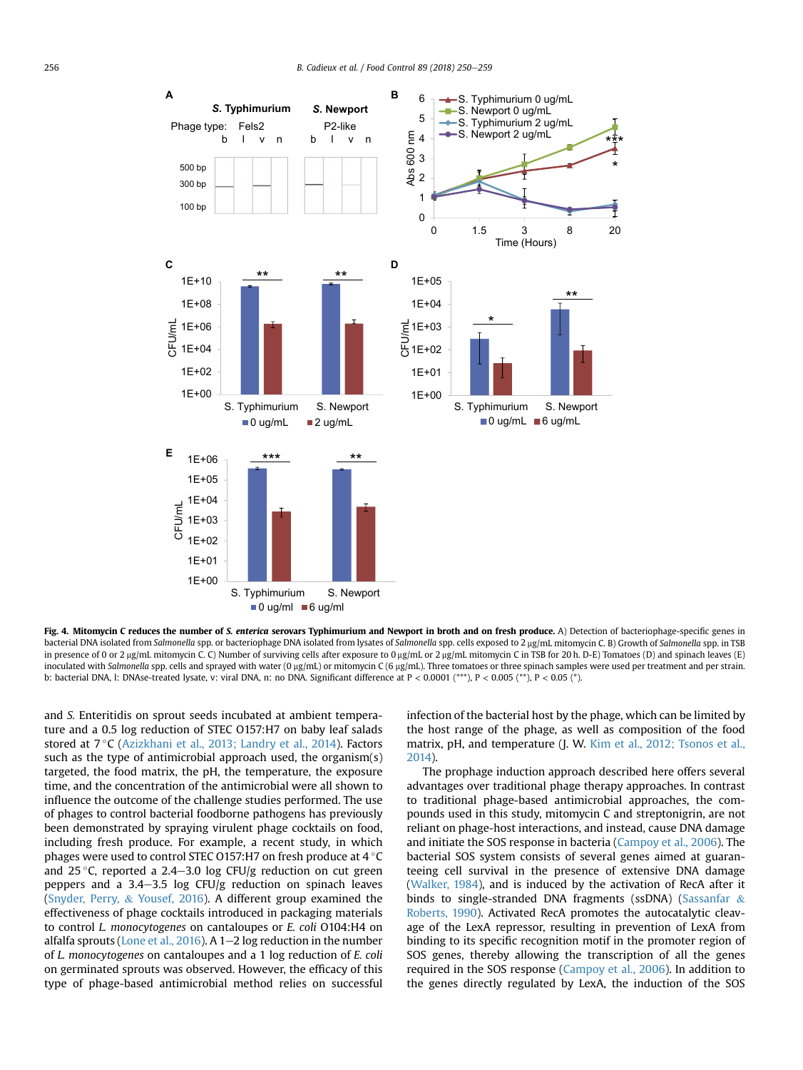**Fig. 4. Mitomycin C reduces the number of *S. enterica* serovars Typhimurium and Newport in broth and on fresh produce.** A) Detection of bacteriophage-specific genes in bacterial DNA isolated from *Salmonella* spp. or bacteriophage DNA isolated from lysates of *Salmonella* spp. cells exposed to 2 μg/mL mitomycin C. B) Growth of *Salmonella* spp. in TSB in presence of 0 or 2 μg/mL mitomycin C. C) Number of surviving cells after exposure to 0 μg/mL or 2 μg/mL mitomycin C in TSB for 20 h. D-E) Tomatoes (D) and spinach leaves (E) inoculated with *Salmonella* spp. cells and sprayed with water (0 μg/mL) or mitomycin C (6 μg/mL). Three tomatoes or three spinach samples were used per treatment and per strain. b: bacterial DNA, l: DNAse-treated lysate, v: viral DNA, n: no DNA. Significant difference at $P < 0.0001$ (***), $P < 0.005$ (**), $P < 0.05$ (*).

and *S.* Enteritidis on sprout seeds incubated at ambient temperature and a 0.5 log reduction of STEC O157:H7 on baby leaf salads stored at 7 °C (Azizkhani et al., 2013; Landry et al., 2014). Factors such as the type of antimicrobial approach used, the organism(s) targeted, the food matrix, the pH, the temperature, the exposure time, and the concentration of the antimicrobial were all shown to influence the outcome of the challenge studies performed. The use of phages to control bacterial foodborne pathogens has previously been demonstrated by spraying virulent phage cocktails on food, including fresh produce. For example, a recent study, in which phages were used to control STEC O157:H7 on fresh produce at 4 °C and 25 °C, reported a 2.4–3.0 log CFU/g reduction on cut green peppers and a 3.4–3.5 log CFU/g reduction on spinach leaves (Snyder, Perry, & Yousef, 2016). A different group examined the effectiveness of phage cocktails introduced in packaging materials to control *L. monocytogenes* on cantaloupes or *E. coli* O104:H4 on alfalfa sprouts (Lone et al., 2016). A 1–2 log reduction in the number of *L. monocytogenes* on cantaloupes and a 1 log reduction of *E. coli* on germinated sprouts was observed. However, the efficacy of this type of phage-based antimicrobial method relies on successful infection of the bacterial host by the phage, which can be limited by the host range of the phage, as well as composition of the food matrix, pH, and temperature (J. W. Kim et al., 2012; Tsonos et al., 2014).

The prophage induction approach described here offers several advantages over traditional phage therapy approaches. In contrast to traditional phage-based antimicrobial approaches, the compounds used in this study, mitomycin C and streptonigrin, are not reliant on phage-host interactions, and instead, cause DNA damage and initiate the SOS response in bacteria (Campoy et al., 2006). The bacterial SOS system consists of several genes aimed at guaranteeing cell survival in the presence of extensive DNA damage (Walker, 1984), and is induced by the activation of RecA after it binds to single-stranded DNA fragments (ssDNA) (Sassanfar & Roberts, 1990). Activated RecA promotes the autocatalytic cleavage of the LexA repressor, resulting in prevention of LexA from binding to its specific recognition motif in the promoter region of SOS genes, thereby allowing the transcription of all the genes required in the SOS response (Campoy et al., 2006). In addition to the genes directly regulated by LexA, the induction of the SOS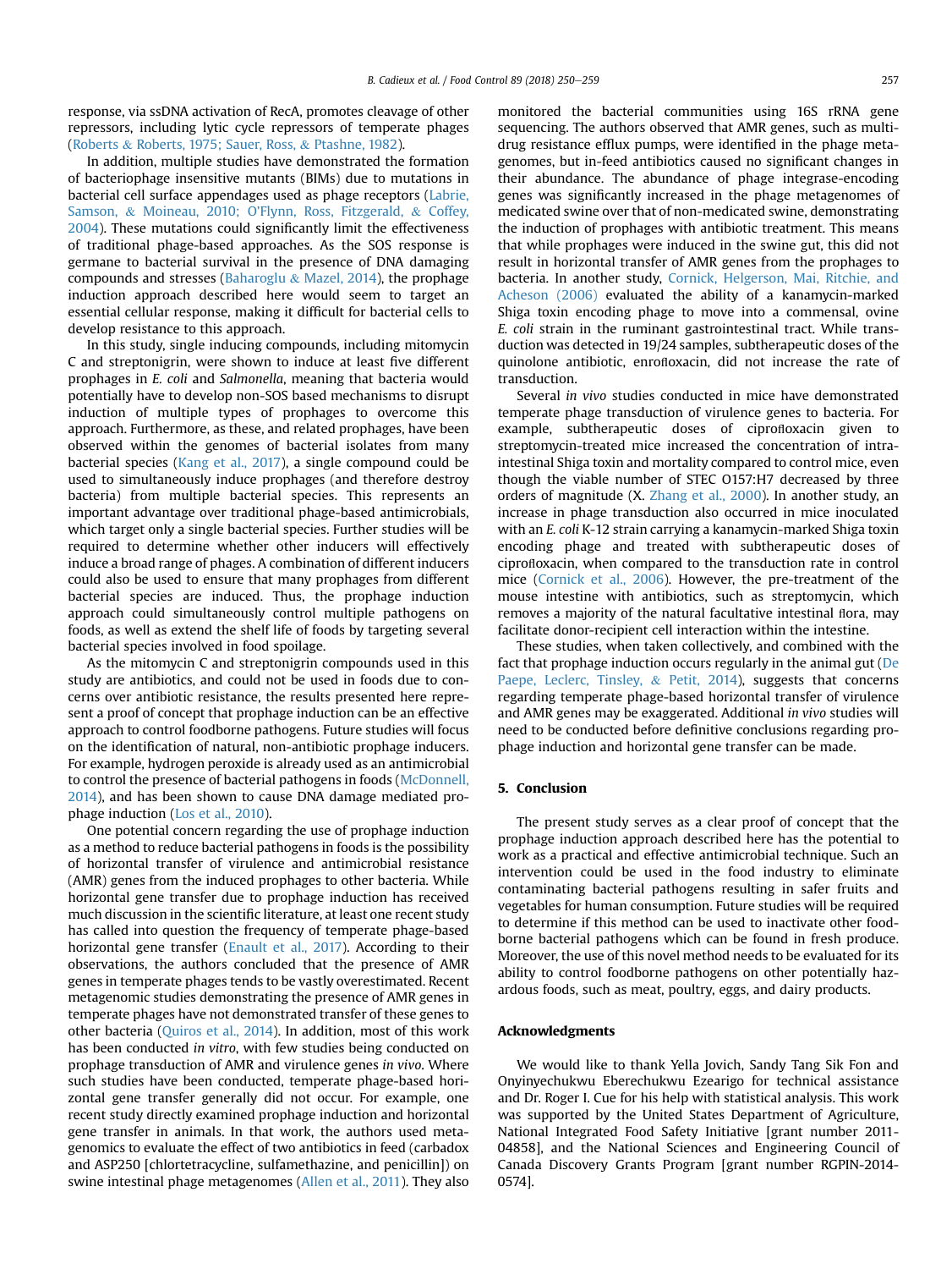response, via ssDNA activation of RecA, promotes cleavage of other repressors, including lytic cycle repressors of temperate phages (Roberts & Roberts, 1975; Sauer, Ross, & Ptashne, 1982).

In addition, multiple studies have demonstrated the formation of bacteriophage insensitive mutants (BIMs) due to mutations in bacterial cell surface appendages used as phage receptors (Labrie, Samson, & Moineau, 2010; O'Flynn, Ross, Fitzgerald, & Coffey, 2004). These mutations could significantly limit the effectiveness of traditional phage-based approaches. As the SOS response is germane to bacterial survival in the presence of DNA damaging compounds and stresses (Baharoglu & Mazel, 2014), the prophage induction approach described here would seem to target an essential cellular response, making it difficult for bacterial cells to develop resistance to this approach.

In this study, single inducing compounds, including mitomycin C and streptonigrin, were shown to induce at least five different prophages in *E. coli* and *Salmonella*, meaning that bacteria would potentially have to develop non-SOS based mechanisms to disrupt induction of multiple types of prophages to overcome this approach. Furthermore, as these, and related prophages, have been observed within the genomes of bacterial isolates from many bacterial species (Kang et al., 2017), a single compound could be used to simultaneously induce prophages (and therefore destroy bacteria) from multiple bacterial species. This represents an important advantage over traditional phage-based antimicrobials, which target only a single bacterial species. Further studies will be required to determine whether other inducers will effectively induce a broad range of phages. A combination of different inducers could also be used to ensure that many prophages from different bacterial species are induced. Thus, the prophage induction approach could simultaneously control multiple pathogens on foods, as well as extend the shelf life of foods by targeting several bacterial species involved in food spoilage.

As the mitomycin C and streptonigrin compounds used in this study are antibiotics, and could not be used in foods due to concerns over antibiotic resistance, the results presented here represent a proof of concept that prophage induction can be an effective approach to control foodborne pathogens. Future studies will focus on the identification of natural, non-antibiotic prophage inducers. For example, hydrogen peroxide is already used as an antimicrobial to control the presence of bacterial pathogens in foods (McDonnell, 2014), and has been shown to cause DNA damage mediated prophage induction (Los et al., 2010).

One potential concern regarding the use of prophage induction as a method to reduce bacterial pathogens in foods is the possibility of horizontal transfer of virulence and antimicrobial resistance (AMR) genes from the induced prophages to other bacteria. While horizontal gene transfer due to prophage induction has received much discussion in the scientific literature, at least one recent study has called into question the frequency of temperate phage-based horizontal gene transfer (Enault et al., 2017). According to their observations, the authors concluded that the presence of AMR genes in temperate phages tends to be vastly overestimated. Recent metagenomic studies demonstrating the presence of AMR genes in temperate phages have not demonstrated transfer of these genes to other bacteria (Quiros et al., 2014). In addition, most of this work has been conducted *in vitro*, with few studies being conducted on prophage transduction of AMR and virulence genes *in vivo*. Where such studies have been conducted, temperate phage-based horizontal gene transfer generally did not occur. For example, one recent study directly examined prophage induction and horizontal gene transfer in animals. In that work, the authors used metagenomics to evaluate the effect of two antibiotics in feed (carbadox and ASP250 [chlortetracycline, sulfamethazine, and penicillin]) on swine intestinal phage metagenomes (Allen et al., 2011). They also monitored the bacterial communities using 16S rRNA gene sequencing. The authors observed that AMR genes, such as multidrug resistance efflux pumps, were identified in the phage metagenomes, but in-feed antibiotics caused no significant changes in their abundance. The abundance of phage integrase-encoding genes was significantly increased in the phage metagenomes of medicated swine over that of non-medicated swine, demonstrating the induction of prophages with antibiotic treatment. This means that while prophages were induced in the swine gut, this did not result in horizontal transfer of AMR genes from the prophages to bacteria. In another study, Cornick, Helgerson, Mai, Ritchie, and Acheson (2006) evaluated the ability of a kanamycin-marked Shiga toxin encoding phage to move into a commensal, ovine *E. coli* strain in the ruminant gastrointestinal tract. While transduction was detected in 19/24 samples, subtherapeutic doses of the quinolone antibiotic, enrofloxacin, did not increase the rate of transduction.

Several *in vivo* studies conducted in mice have demonstrated temperate phage transduction of virulence genes to bacteria. For example, subtherapeutic doses of ciprofloxacin given to streptomycin-treated mice increased the concentration of intraintestinal Shiga toxin and mortality compared to control mice, even though the viable number of STEC O157:H7 decreased by three orders of magnitude (X. Zhang et al., 2000). In another study, an increase in phage transduction also occurred in mice inoculated with an *E. coli* K-12 strain carrying a kanamycin-marked Shiga toxin encoding phage and treated with subtherapeutic doses of ciprofloxacin, when compared to the transduction rate in control mice (Cornick et al., 2006). However, the pre-treatment of the mouse intestine with antibiotics, such as streptomycin, which removes a majority of the natural facultative intestinal flora, may facilitate donor-recipient cell interaction within the intestine.

These studies, when taken collectively, and combined with the fact that prophage induction occurs regularly in the animal gut (De Paepe, Leclerc, Tinsley, & Petit, 2014), suggests that concerns regarding temperate phage-based horizontal transfer of virulence and AMR genes may be exaggerated. Additional *in vivo* studies will need to be conducted before definitive conclusions regarding prophage induction and horizontal gene transfer can be made.

## 5. Conclusion

The present study serves as a clear proof of concept that the prophage induction approach described here has the potential to work as a practical and effective antimicrobial technique. Such an intervention could be used in the food industry to eliminate contaminating bacterial pathogens resulting in safer fruits and vegetables for human consumption. Future studies will be required to determine if this method can be used to inactivate other foodborne bacterial pathogens which can be found in fresh produce. Moreover, the use of this novel method needs to be evaluated for its ability to control foodborne pathogens on other potentially hazardous foods, such as meat, poultry, eggs, and dairy products.

## Acknowledgments

We would like to thank Yella Jovich, Sandy Tang Sik Fon and Onyinyechukwu Eberechukwu Ezearigo for technical assistance and Dr. Roger I. Cue for his help with statistical analysis. This work was supported by the United States Department of Agriculture, National Integrated Food Safety Initiative [grant number 2011-04858], and the National Sciences and Engineering Council of Canada Discovery Grants Program [grant number RGPIN-2014-0574].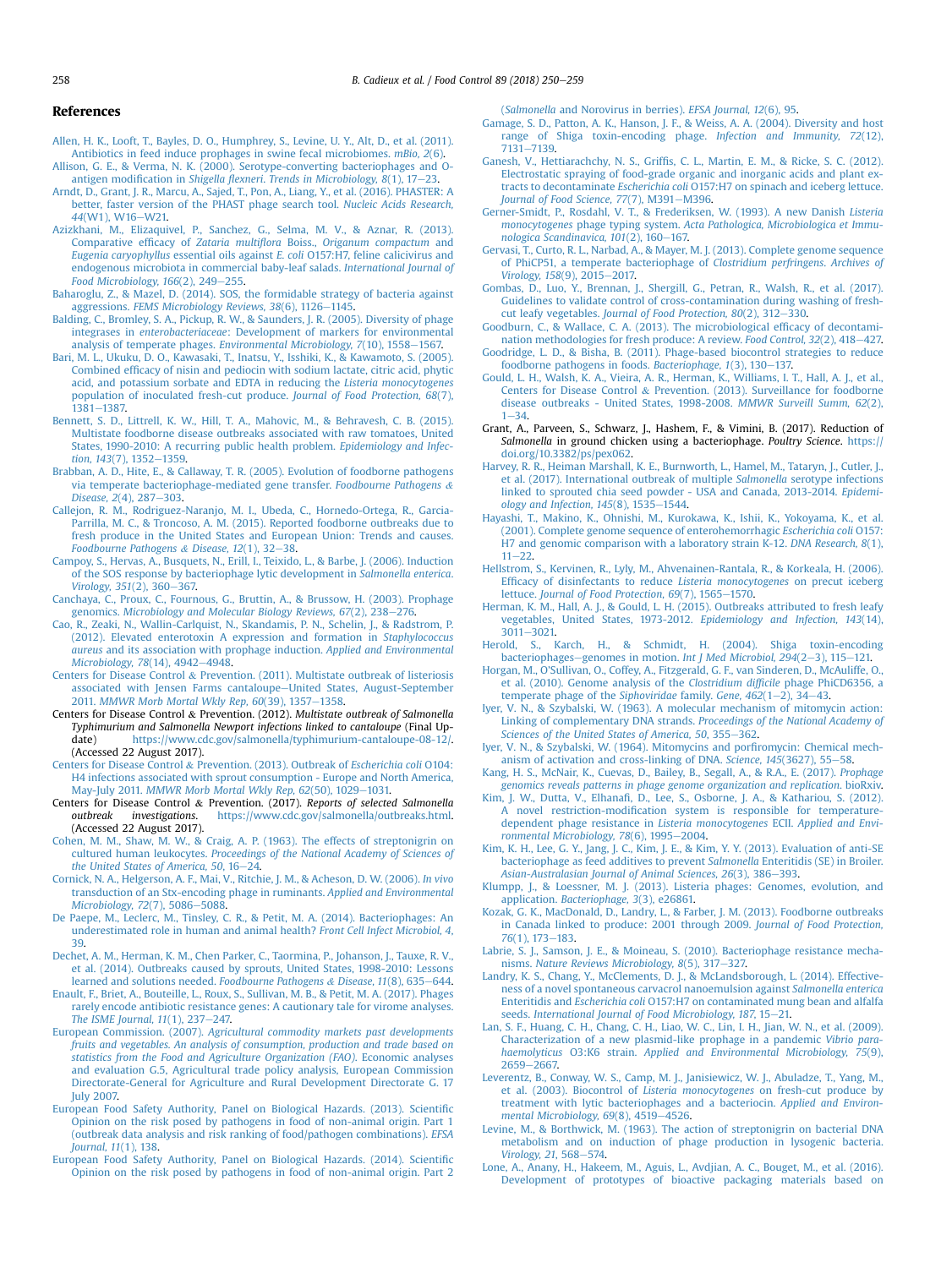## References

Allen, H. K., Looft, T., Bayles, D. O., Humphrey, S., Levine, U. Y., Alt, D., et al. (2011). Antibiotics in feed induce prophages in swine fecal microbiomes. *mBio, 2*(6).

Allison, G. E., & Verma, N. K. (2000). Serotype-converting bacteriophages and O-antigen modification in *Shigella flexneri*. *Trends in Microbiology, 8*(1), 17–23.

Arndt, D., Grant, J. R., Marcu, A., Sajed, T., Pon, A., Liang, Y., et al. (2016). PHASTER: A better, faster version of the PHAST phage search tool. *Nucleic Acids Research, 44*(W1), W16–W21.

Azizkhani, M., Elizaquivel, P., Sanchez, G., Selma, M. V., & Aznar, R. (2013). Comparative efficacy of *Zataria multiflora* Boiss., *Origanum compactum* and *Eugenia caryophyllus* essential oils against *E. coli* O157:H7, feline calicivirus and endogenous microbiota in commercial baby-leaf salads. *International Journal of Food Microbiology, 166*(2), 249–255.

Baharoglu, Z., & Mazel, D. (2014). SOS, the formidable strategy of bacteria against aggressions. *FEMS Microbiology Reviews, 38*(6), 1126–1145.

Balding, C., Bromley, S. A., Pickup, R. W., & Saunders, J. R. (2005). Diversity of phage integrases in *enterobacteriaceae*: Development of markers for environmental analysis of temperate phages. *Environmental Microbiology, 7*(10), 1558–1567.

Bari, M. L., Ukuku, D. O., Kawasaki, T., Inatsu, Y., Isshiki, K., & Kawamoto, S. (2005). Combined efficacy of nisin and pediocin with sodium lactate, citric acid, phytic acid, and potassium sorbate and EDTA in reducing the *Listeria monocytogenes* population of inoculated fresh-cut produce. *Journal of Food Protection, 68*(7), 1381–1387.

Bennett, S. D., Littrell, K. W., Hill, T. A., Mahovic, M., & Behravesh, C. B. (2015). Multistate foodborne disease outbreaks associated with raw tomatoes, United States, 1990-2010: A recurring public health problem. *Epidemiology and Infection, 143*(7), 1352–1359.

Brabban, A. D., Hite, E., & Callaway, T. R. (2005). Evolution of foodborne pathogens via temperate bacteriophage-mediated gene transfer. *Foodbourne Pathogens & Disease, 2*(4), 287–303.

Callejon, R. M., Rodriguez-Naranjo, M. I., Ubeda, C., Hornedo-Ortega, R., Garcia-Parrilla, M. C., & Troncoso, A. M. (2015). Reported foodborne outbreaks due to fresh produce in the United States and European Union: Trends and causes. *Foodbourne Pathogens & Disease, 12*(1), 32–38.

Campoy, S., Hervas, A., Busquets, N., Erill, I., Teixido, L., & Barbe, J. (2006). Induction of the SOS response by bacteriophage lytic development in *Salmonella enterica*. *Virology, 351*(2), 360–367.

Canchaya, C., Proux, C., Fournous, G., Bruttin, A., & Brussow, H. (2003). Prophage genomics. *Microbiology and Molecular Biology Reviews, 67*(2), 238–276.

Cao, R., Zeaki, N., Wallin-Carlquist, N., Skandamis, P. N., Schelin, J., & Radstrom, P. (2012). Elevated enterotoxin A expression and formation in *Staphylococcus aureus* and its association with prophage induction. *Applied and Environmental Microbiology, 78*(14), 4942–4948.

Centers for Disease Control & Prevention. (2011). Multistate outbreak of listeriosis associated with Jensen Farms cantaloupe–United States, August-September 2011. *MMWR Morb Mortal Wkly Rep, 60*(39), 1357–1358.

Centers for Disease Control & Prevention. (2012). *Multistate outbreak of Salmonella Typhimurium and Salmonella Newport infections linked to cantaloupe* (Final Update) https://www.cdc.gov/salmonella/typhimurium-cantaloupe-08-12/. (Accessed 22 August 2017).

Centers for Disease Control & Prevention. (2013). Outbreak of *Escherichia coli* O104:H4 infections associated with sprout consumption - Europe and North America, May-July 2011. *MMWR Morb Mortal Wkly Rep, 62*(50), 1029–1031.

Centers for Disease Control & Prevention. (2017). *Reports of selected Salmonella outbreak investigations*. https://www.cdc.gov/salmonella/outbreaks.html. (Accessed 22 August 2017).

Cohen, M. M., Shaw, M. W., & Craig, A. P. (1963). The effects of streptonigrin on cultured human leukocytes. *Proceedings of the National Academy of Sciences of the United States of America, 50*, 16–24.

Cornick, N. A., Helgerson, A. F., Mai, V., Ritchie, J. M., & Acheson, D. W. (2006). *In vivo* transduction of an Stx-encoding phage in ruminants. *Applied and Environmental Microbiology, 72*(7), 5086–5088.

De Paepe, M., Leclerc, M., Tinsley, C. R., & Petit, M. A. (2014). Bacteriophages: An underestimated role in human and animal health? *Front Cell Infect Microbiol, 4*, 39.

Dechet, A. M., Herman, K. M., Chen Parker, C., Taormina, P., Johanson, J., Tauxe, R. V., et al. (2014). Outbreaks caused by sprouts, United States, 1998-2010: Lessons learned and solutions needed. *Foodbourne Pathogens & Disease, 11*(8), 635–644.

Enault, F., Briet, A., Bouteille, L., Roux, S., Sullivan, M. B., & Petit, M. A. (2017). Phages rarely encode antibiotic resistance genes: A cautionary tale for virome analyses. *The ISME Journal, 11*(1), 237–247.

European Commission. (2007). *Agricultural commodity markets past developments fruits and vegetables. An analysis of consumption, production and trade based on statistics from the Food and Agriculture Organization (FAO)*. Economic analyses and evaluation G.5, Agricultural trade policy analysis, European Commission Directorate-General for Agriculture and Rural Development Directorate G. 17 July 2007.

European Food Safety Authority, Panel on Biological Hazards. (2013). Scientific Opinion on the risk posed by pathogens in food of non-animal origin. Part 1 (outbreak data analysis and risk ranking of food/pathogen combinations). *EFSA Journal, 11*(1), 138.

European Food Safety Authority, Panel on Biological Hazards. (2014). Scientific Opinion on the risk posed by pathogens in food of non-animal origin. Part 2 (*Salmonella* and Norovirus in berries). *EFSA Journal, 12*(6), 95.

Gamage, S. D., Patton, A. K., Hanson, J. F., & Weiss, A. A. (2004). Diversity and host range of Shiga toxin-encoding phage. *Infection and Immunity, 72*(12), 7131–7139.

Ganesh, V., Hettiarachchy, N. S., Griffis, C. L., Martin, E. M., & Ricke, S. C. (2012). Electrostatic spraying of food-grade organic and inorganic acids and plant extracts to decontaminate *Escherichia coli* O157:H7 on spinach and iceberg lettuce. *Journal of Food Science, 77*(7), M391–M396.

Gerner-Smidt, P., Rosdahl, V. T., & Frederiksen, W. (1993). A new Danish *Listeria monocytogenes* phage typing system. *Acta Pathologica, Microbiologica et Immunologica Scandinavica, 101*(2), 160–167.

Gervasi, T., Curto, R. L., Narbad, A., & Mayer, M. J. (2013). Complete genome sequence of PhiCP51, a temperate bacteriophage of *Clostridium perfringens*. *Archives of Virology, 158*(9), 2015–2017.

Gombas, D., Luo, Y., Brennan, J., Shergill, G., Petran, R., Walsh, R., et al. (2017). Guidelines to validate control of cross-contamination during washing of fresh-cut leafy vegetables. *Journal of Food Protection, 80*(2), 312–330.

Goodburn, C., & Wallace, C. A. (2013). The microbiological efficacy of decontamination methodologies for fresh produce: A review. *Food Control, 32*(2), 418–427.

Goodridge, L. D., & Bisha, B. (2011). Phage-based biocontrol strategies to reduce foodborne pathogens in foods. *Bacteriophage, 1*(3), 130–137.

Gould, L. H., Walsh, K. A., Vieira, A. R., Herman, K., Williams, I. T., Hall, A. J., et al., Centers for Disease Control & Prevention. (2013). Surveillance for foodborne disease outbreaks - United States, 1998-2008. *MMWR Surveill Summ, 62*(2), 1–34.

Grant, A., Parveen, S., Schwarz, J., Hashem, F., & Vimini, B. (2017). Reduction of *Salmonella* in ground chicken using a bacteriophage. *Poultry Science*. https://doi.org/10.3382/ps/pex062.

Harvey, R. R., Heiman Marshall, K. E., Burnworth, L., Hamel, M., Tataryn, J., Cutler, J., et al. (2017). International outbreak of multiple *Salmonella* serotype infections linked to sprouted chia seed powder - USA and Canada, 2013-2014. *Epidemiology and Infection, 145*(8), 1535–1544.

Hayashi, T., Makino, K., Ohnishi, M., Kurokawa, K., Ishii, K., Yokoyama, K., et al. (2001). Complete genome sequence of enterohemorrhagic *Escherichia coli* O157:H7 and genomic comparison with a laboratory strain K-12. *DNA Research, 8*(1), 11–22.

Hellstrom, S., Kervinen, R., Lyly, M., Ahvenainen-Rantala, R., & Korkeala, H. (2006). Efficacy of disinfectants to reduce *Listeria monocytogenes* on precut iceberg lettuce. *Journal of Food Protection, 69*(7), 1565–1570.

Herman, K. M., Hall, A. J., & Gould, L. H. (2015). Outbreaks attributed to fresh leafy vegetables, United States, 1973-2012. *Epidemiology and Infection, 143*(14), 3011–3021.

Herold, S., Karch, H., & Schmidt, H. (2004). Shiga toxin-encoding bacteriophages–genomes in motion. *Int J Med Microbiol, 294*(2–3), 115–121.

Horgan, M., O'Sullivan, O., Coffey, A., Fitzgerald, G. F., van Sinderen, D., McAuliffe, O., et al. (2010). Genome analysis of the *Clostridium difficile* phage PhiCD6356, a temperate phage of the *Siphoviridae* family. *Gene, 462*(1–2), 34–43.

Iyer, V. N., & Szybalski, W. (1963). A molecular mechanism of mitomycin action: Linking of complementary DNA strands. *Proceedings of the National Academy of Sciences of the United States of America, 50*, 355–362.

Iyer, V. N., & Szybalski, W. (1964). Mitomycins and porfiromycin: Chemical mechanism of activation and cross-linking of DNA. *Science, 145*(3627), 55–58.

Kang, H. S., McNair, K., Cuevas, D., Bailey, B., Segall, A., & R.A., E. (2017). *Prophage genomics reveals patterns in phage genome organization and replication*. bioRxiv.

Kim, J. W., Dutta, V., Elhanafi, D., Lee, S., Osborne, J. A., & Kathariou, S. (2012). A novel restriction-modification system is responsible for temperature-dependent phage resistance in *Listeria monocytogenes* ECII. *Applied and Environmental Microbiology, 78*(6), 1995–2004.

Kim, K. H., Lee, G. Y., Jang, J. C., Kim, J. E., & Kim, Y. Y. (2013). Evaluation of anti-SE bacteriophage as feed additives to prevent *Salmonella* Enteritidis (SE) in Broiler. *Asian-Australasian Journal of Animal Sciences, 26*(3), 386–393.

Klumpp, J., & Loessner, M. J. (2013). Listeria phages: Genomes, evolution, and application. *Bacteriophage, 3*(3), e26861.

Kozak, G. K., MacDonald, D., Landry, L., & Farber, J. M. (2013). Foodborne outbreaks in Canada linked to produce: 2001 through 2009. *Journal of Food Protection, 76*(1), 173–183.

Labrie, S. J., Samson, J. E., & Moineau, S. (2010). Bacteriophage resistance mechanisms. *Nature Reviews Microbiology, 8*(5), 317–327.

Landry, K. S., Chang, Y., McClements, D. J., & McLandsborough, L. (2014). Effectiveness of a novel spontaneous carvacrol nanoemulsion against *Salmonella enterica* Enteritidis and *Escherichia coli* O157:H7 on contaminated mung bean and alfalfa seeds. *International Journal of Food Microbiology, 187*, 15–21.

Lan, S. F., Huang, C. H., Chang, C. H., Liao, W. C., Lin, I. H., Jian, W. N., et al. (2009). Characterization of a new plasmid-like prophage in a pandemic *Vibrio parahaemolyticus* O3:K6 strain. *Applied and Environmental Microbiology, 75*(9), 2659–2667.

Leverentz, B., Conway, W. S., Camp, M. J., Janisiewicz, W. J., Abuladze, T., Yang, M., et al. (2003). Biocontrol of *Listeria monocytogenes* on fresh-cut produce by treatment with lytic bacteriophages and a bacteriocin. *Applied and Environmental Microbiology, 69*(8), 4519–4526.

Levine, M., & Borthwick, M. (1963). The action of streptonigrin on bacterial DNA metabolism and on induction of phage production in lysogenic bacteria. *Virology, 21*, 568–574.

Lone, A., Anany, H., Hakeem, M., Aguis, L., Avdjian, A. C., Bouget, M., et al. (2016). Development of prototypes of bioactive packaging materials based on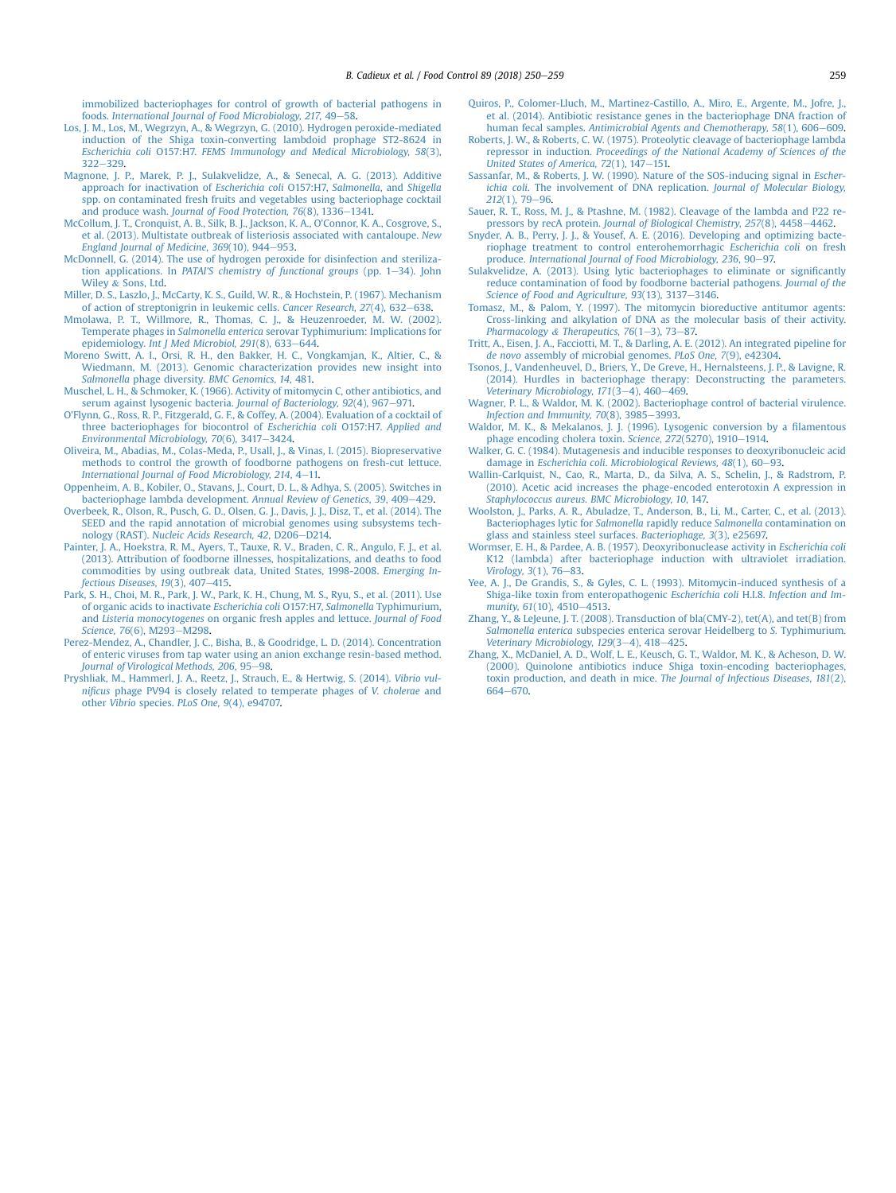immobilized bacteriophages for control of growth of bacterial pathogens in foods. *International Journal of Food Microbiology, 217*, 49–58.

Los, J. M., Los, M., Wegrzyn, A., & Wegrzyn, G. (2010). Hydrogen peroxide-mediated induction of the Shiga toxin-converting lambdoid prophage ST2-8624 in *Escherichia coli* O157:H7. *FEMS Immunology and Medical Microbiology, 58*(3), 322–329.

Magnone, J. P., Marek, P. J., Sulakvelidze, A., & Senecal, A. G. (2013). Additive approach for inactivation of *Escherichia coli* O157:H7, *Salmonella*, and *Shigella* spp. on contaminated fresh fruits and vegetables using bacteriophage cocktail and produce wash. *Journal of Food Protection, 76*(8), 1336–1341.

McCollum, J. T., Cronquist, A. B., Silk, B. J., Jackson, K. A., O'Connor, K. A., Cosgrove, S., et al. (2013). Multistate outbreak of listeriosis associated with cantaloupe. *New England Journal of Medicine, 369*(10), 944–953.

McDonnell, G. (2014). The use of hydrogen peroxide for disinfection and sterilization applications. In *PATAI'S chemistry of functional groups* (pp. 1–34). John Wiley & Sons, Ltd.

Miller, D. S., Laszlo, J., McCarty, K. S., Guild, W. R., & Hochstein, P. (1967). Mechanism of action of streptonigrin in leukemic cells. *Cancer Research, 27*(4), 632–638.

Mmolawa, P. T., Willmore, R., Thomas, C. J., & Heuzenroeder, M. W. (2002). Temperate phages in *Salmonella enterica* serovar Typhimurium: Implications for epidemiology. *Int J Med Microbiol, 291*(8), 633–644.

Moreno Switt, A. I., Orsi, R. H., den Bakker, H. C., Vongkamjan, K., Altier, C., & Wiedmann, M. (2013). Genomic characterization provides new insight into *Salmonella* phage diversity. *BMC Genomics, 14*, 481.

Muschel, L. H., & Schmoker, K. (1966). Activity of mitomycin C, other antibiotics, and serum against lysogenic bacteria. *Journal of Bacteriology, 92*(4), 967–971.

O'Flynn, G., Ross, R. P., Fitzgerald, G. F., & Coffey, A. (2004). Evaluation of a cocktail of three bacteriophages for biocontrol of *Escherichia coli* O157:H7. *Applied and Environmental Microbiology, 70*(6), 3417–3424.

Oliveira, M., Abadias, M., Colas-Meda, P., Usall, J., & Vinas, I. (2015). Biopreservative methods to control the growth of foodborne pathogens on fresh-cut lettuce. *International Journal of Food Microbiology, 214*, 4–11.

Oppenheim, A. B., Kobiler, O., Stavans, J., Court, D. L., & Adhya, S. (2005). Switches in bacteriophage lambda development. *Annual Review of Genetics, 39*, 409–429.

Overbeek, R., Olson, R., Pusch, G. D., Olsen, G. J., Davis, J. J., Disz, T., et al. (2014). The SEED and the rapid annotation of microbial genomes using subsystems technology (RAST). *Nucleic Acids Research, 42*, D206–D214.

Painter, J. A., Hoekstra, R. M., Ayers, T., Tauxe, R. V., Braden, C. R., Angulo, F. J., et al. (2013). Attribution of foodborne illnesses, hospitalizations, and deaths to food commodities by using outbreak data, United States, 1998-2008. *Emerging Infectious Diseases, 19*(3), 407–415.

Park, S. H., Choi, M. R., Park, J. W., Park, K. H., Chung, M. S., Ryu, S., et al. (2011). Use of organic acids to inactivate *Escherichia coli* O157:H7, *Salmonella* Typhimurium, and *Listeria monocytogenes* on organic fresh apples and lettuce. *Journal of Food Science, 76*(6), M293–M298.

Perez-Mendez, A., Chandler, J. C., Bisha, B., & Goodridge, L. D. (2014). Concentration of enteric viruses from tap water using an anion exchange resin-based method. *Journal of Virological Methods, 206*, 95–98.

Pryshliak, M., Hammerl, J. A., Reetz, J., Strauch, E., & Hertwig, S. (2014). *Vibrio vulnificus* phage PV94 is closely related to temperate phages of *V. cholerae* and other *Vibrio* species. *PLoS One, 9*(4), e94707.

Quiros, P., Colomer-Lluch, M., Martinez-Castillo, A., Miro, E., Argente, M., Jofre, J., et al. (2014). Antibiotic resistance genes in the bacteriophage DNA fraction of human fecal samples. *Antimicrobial Agents and Chemotherapy, 58*(1), 606–609.

Roberts, J. W., & Roberts, C. W. (1975). Proteolytic cleavage of bacteriophage lambda repressor in induction. *Proceedings of the National Academy of Sciences of the United States of America, 72*(1), 147–151.

Sassanfar, M., & Roberts, J. W. (1990). Nature of the SOS-inducing signal in *Escherichia coli*. The involvement of DNA replication. *Journal of Molecular Biology, 212*(1), 79–96.

Sauer, R. T., Ross, M. J., & Ptashne, M. (1982). Cleavage of the lambda and P22 repressors by recA protein. *Journal of Biological Chemistry, 257*(8), 4458–4462.

Snyder, A. B., Perry, J. J., & Yousef, A. E. (2016). Developing and optimizing bacteriophage treatment to control enterohemorrhagic *Escherichia coli* on fresh produce. *International Journal of Food Microbiology, 236*, 90–97.

Sulakvelidze, A. (2013). Using lytic bacteriophages to eliminate or significantly reduce contamination of food by foodborne bacterial pathogens. *Journal of the Science of Food and Agriculture, 93*(13), 3137–3146.

Tomasz, M., & Palom, Y. (1997). The mitomycin bioreductive antitumor agents: Cross-linking and alkylation of DNA as the molecular basis of their activity. *Pharmacology & Therapeutics, 76*(1–3), 73–87.

Tritt, A., Eisen, J. A., Facciotti, M. T., & Darling, A. E. (2012). An integrated pipeline for *de novo* assembly of microbial genomes. *PLoS One, 7*(9), e42304.

Tsonos, J., Vandenheuvel, D., Briers, Y., De Greve, H., Hernalsteens, J. P., & Lavigne, R. (2014). Hurdles in bacteriophage therapy: Deconstructing the parameters. *Veterinary Microbiology, 171*(3–4), 460–469.

Wagner, P. L., & Waldor, M. K. (2002). Bacteriophage control of bacterial virulence. *Infection and Immunity, 70*(8), 3985–3993.

Waldor, M. K., & Mekalanos, J. J. (1996). Lysogenic conversion by a filamentous phage encoding cholera toxin. *Science, 272*(5270), 1910–1914.

Walker, G. C. (1984). Mutagenesis and inducible responses to deoxyribonucleic acid damage in *Escherichia coli*. *Microbiological Reviews, 48*(1), 60–93.

Wallin-Carlquist, N., Cao, R., Marta, D., da Silva, A. S., Schelin, J., & Radstrom, P. (2010). Acetic acid increases the phage-encoded enterotoxin A expression in *Staphylococcus aureus*. *BMC Microbiology, 10*, 147.

Woolston, J., Parks, A. R., Abuladze, T., Anderson, B., Li, M., Carter, C., et al. (2013). Bacteriophages lytic for *Salmonella* rapidly reduce *Salmonella* contamination on glass and stainless steel surfaces. *Bacteriophage, 3*(3), e25697.

Wormser, E. H., & Pardee, A. B. (1957). Deoxyribonuclease activity in *Escherichia coli* K12 (lambda) after bacteriophage induction with ultraviolet irradiation. *Virology, 3*(1), 76–83.

Yee, A. J., De Grandis, S., & Gyles, C. L. (1993). Mitomycin-induced synthesis of a Shiga-like toxin from enteropathogenic *Escherichia coli* H.I.8. *Infection and Immunity, 61*(10), 4510–4513.

Zhang, Y., & LeJeune, J. T. (2008). Transduction of bla(CMY-2), tet(A), and tet(B) from *Salmonella enterica* subspecies enterica serovar Heidelberg to *S.* Typhimurium. *Veterinary Microbiology, 129*(3–4), 418–425.

Zhang, X., McDaniel, A. D., Wolf, L. E., Keusch, G. T., Waldor, M. K., & Acheson, D. W. (2000). Quinolone antibiotics induce Shiga toxin-encoding bacteriophages, toxin production, and death in mice. *The Journal of Infectious Diseases, 181*(2), 664–670.